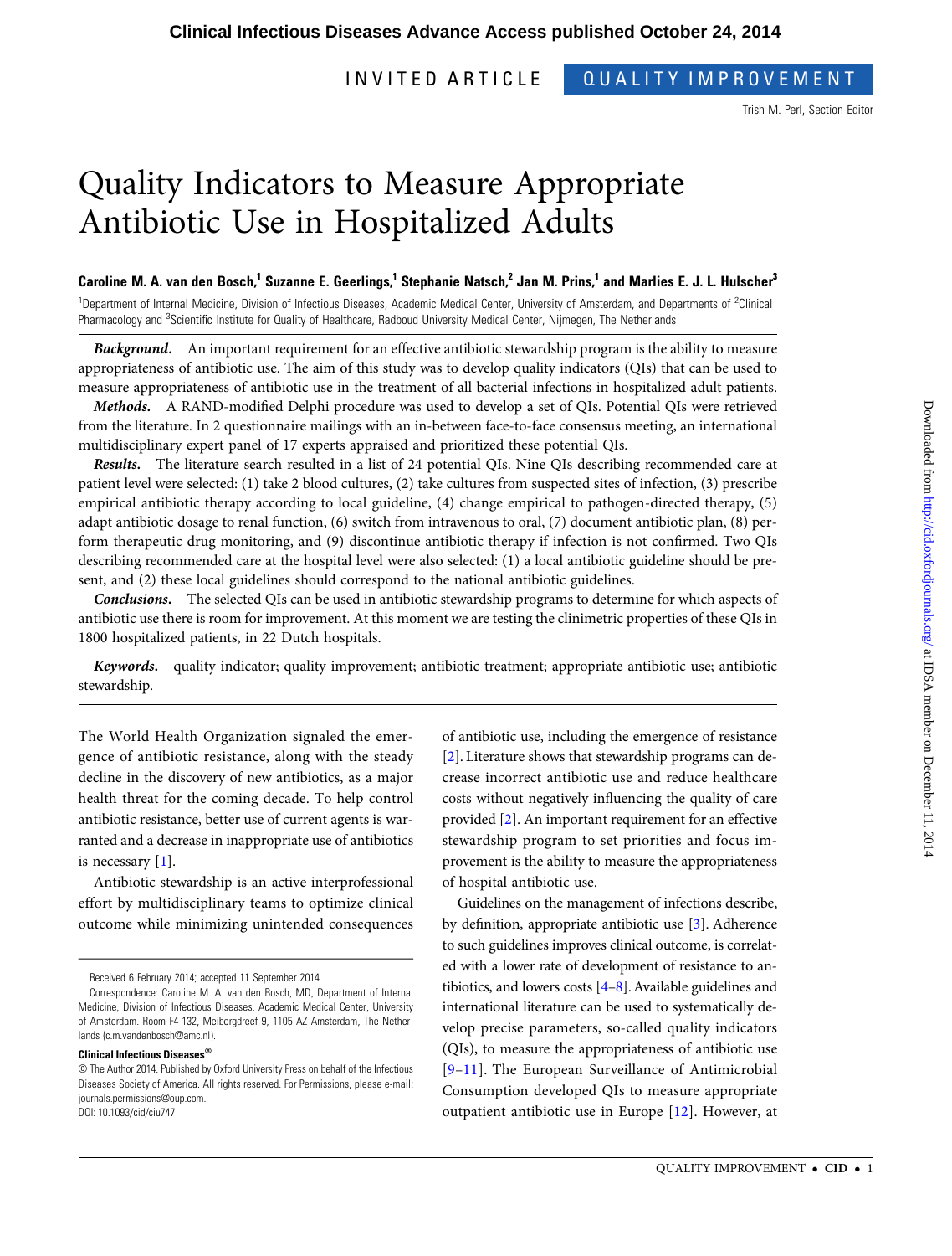INVITED ARTICLE — QUALITY IMPROVEMENT

Trish M. Perl, Section Editor

# Quality Indicators to Measure Appropriate Antibiotic Use in Hospitalized Adults

**Caroline M. A. van den Bosch,[1] Suzanne E. Geerlings,[1] Stephanie Natsch,[2] Jan M. Prins,[1] and Marlies E. J. L. Hulscher[3]**

[1]Department of Internal Medicine, Division of Infectious Diseases, Academic Medical Center, University of Amsterdam, and Departments of [2]Clinical Pharmacology and [3]Scientific Institute for Quality of Healthcare, Radboud University Medical Center, Nijmegen, The Netherlands

***Background.*** An important requirement for an effective antibiotic stewardship program is the ability to measure appropriateness of antibiotic use. The aim of this study was to develop quality indicators (QIs) that can be used to measure appropriateness of antibiotic use in the treatment of all bacterial infections in hospitalized adult patients.

***Methods.*** A RAND-modified Delphi procedure was used to develop a set of QIs. Potential QIs were retrieved from the literature. In 2 questionnaire mailings with an in-between face-to-face consensus meeting, an international multidisciplinary expert panel of 17 experts appraised and prioritized these potential QIs.

***Results.*** The literature search resulted in a list of 24 potential QIs. Nine QIs describing recommended care at patient level were selected: (1) take 2 blood cultures, (2) take cultures from suspected sites of infection, (3) prescribe empirical antibiotic therapy according to local guideline, (4) change empirical to pathogen-directed therapy, (5) adapt antibiotic dosage to renal function, (6) switch from intravenous to oral, (7) document antibiotic plan, (8) perform therapeutic drug monitoring, and (9) discontinue antibiotic therapy if infection is not confirmed. Two QIs describing recommended care at the hospital level were also selected: (1) a local antibiotic guideline should be present, and (2) these local guidelines should correspond to the national antibiotic guidelines.

***Conclusions.*** The selected QIs can be used in antibiotic stewardship programs to determine for which aspects of antibiotic use there is room for improvement. At this moment we are testing the clinimetric properties of these QIs in 1800 hospitalized patients, in 22 Dutch hospitals.

***Keywords.*** quality indicator; quality improvement; antibiotic treatment; appropriate antibiotic use; antibiotic stewardship.

The World Health Organization signaled the emergence of antibiotic resistance, along with the steady decline in the discovery of new antibiotics, as a major health threat for the coming decade. To help control antibiotic resistance, better use of current agents is warranted and a decrease in inappropriate use of antibiotics is necessary [1].

Antibiotic stewardship is an active interprofessional effort by multidisciplinary teams to optimize clinical outcome while minimizing unintended consequences of antibiotic use, including the emergence of resistance [2]. Literature shows that stewardship programs can decrease incorrect antibiotic use and reduce healthcare costs without negatively influencing the quality of care provided [2]. An important requirement for an effective stewardship program to set priorities and focus improvement is the ability to measure the appropriateness of hospital antibiotic use.

Guidelines on the management of infections describe, by definition, appropriate antibiotic use [3]. Adherence to such guidelines improves clinical outcome, is correlated with a lower rate of development of resistance to antibiotics, and lowers costs [4–8]. Available guidelines and international literature can be used to systematically develop precise parameters, so-called quality indicators (QIs), to measure the appropriateness of antibiotic use [9–11]. The European Surveillance of Antimicrobial Consumption developed QIs to measure appropriate outpatient antibiotic use in Europe [12]. However, at

Received 6 February 2014; accepted 11 September 2014.

Correspondence: Caroline M. A. van den Bosch, MD, Department of Internal Medicine, Division of Infectious Diseases, Academic Medical Center, University of Amsterdam. Room F4-132, Meibergdreef 9, 1105 AZ Amsterdam, The Netherlands (c.m.vandenbosch@amc.nl).

**Clinical Infectious Diseases®**

© The Author 2014. Published by Oxford University Press on behalf of the Infectious Diseases Society of America. All rights reserved. For Permissions, please e-mail: journals.permissions@oup.com.

DOI: 10.1093/cid/ciu747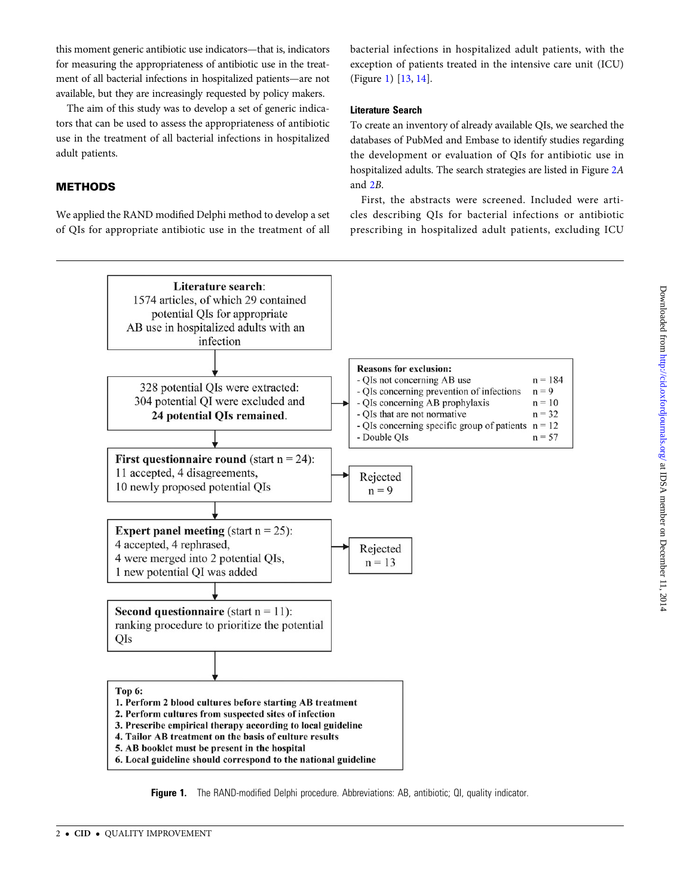this moment generic antibiotic use indicators—that is, indicators for measuring the appropriateness of antibiotic use in the treatment of all bacterial infections in hospitalized patients—are not available, but they are increasingly requested by policy makers.

The aim of this study was to develop a set of generic indicators that can be used to assess the appropriateness of antibiotic use in the treatment of all bacterial infections in hospitalized adult patients.

## METHODS

We applied the RAND modified Delphi method to develop a set of QIs for appropriate antibiotic use in the treatment of all bacterial infections in hospitalized adult patients, with the exception of patients treated in the intensive care unit (ICU) (Figure 1) [13, 14].

### Literature Search

To create an inventory of already available QIs, we searched the databases of PubMed and Embase to identify studies regarding the development or evaluation of QIs for antibiotic use in hospitalized adults. The search strategies are listed in Figure 2A and 2B.

First, the abstracts were screened. Included were articles describing QIs for bacterial infections or antibiotic prescribing in hospitalized adult patients, excluding ICU

**Literature search**: 1574 articles, of which 29 contained potential QIs for appropriate AB use in hospitalized adults with an infection

↓

328 potential QIs were extracted: 304 potential QI were excluded and **24 potential QIs remained.**

→ **Reasons for exclusion:**

- QIs not concerning AB use n = 184
- QIs concerning prevention of infections n = 9
- QIs concerning AB prophylaxis n = 10
- QIs that are not normative n = 32
- QIs concerning specific group of patients n = 12
- Double QIs n = 57

↓

**First questionnaire round** (start n = 24): 11 accepted, 4 disagreements, 10 newly proposed potential QIs

→ Rejected n = 9

↓

**Expert panel meeting** (start n = 25): 4 accepted, 4 rephrased, 4 were merged into 2 potential QIs, 1 new potential QI was added

→ Rejected n = 13

↓

**Second questionnaire** (start n = 11): ranking procedure to prioritize the potential QIs

↓

**Top 6:**

1. **Perform 2 blood cultures before starting AB treatment**
2. **Perform cultures from suspected sites of infection**
3. **Prescribe empirical therapy according to local guideline**
4. **Tailor AB treatment on the basis of culture results**
5. **AB booklet must be present in the hospital**
6. **Local guideline should correspond to the national guideline**

**Figure 1.** The RAND-modified Delphi procedure. Abbreviations: AB, antibiotic; QI, quality indicator.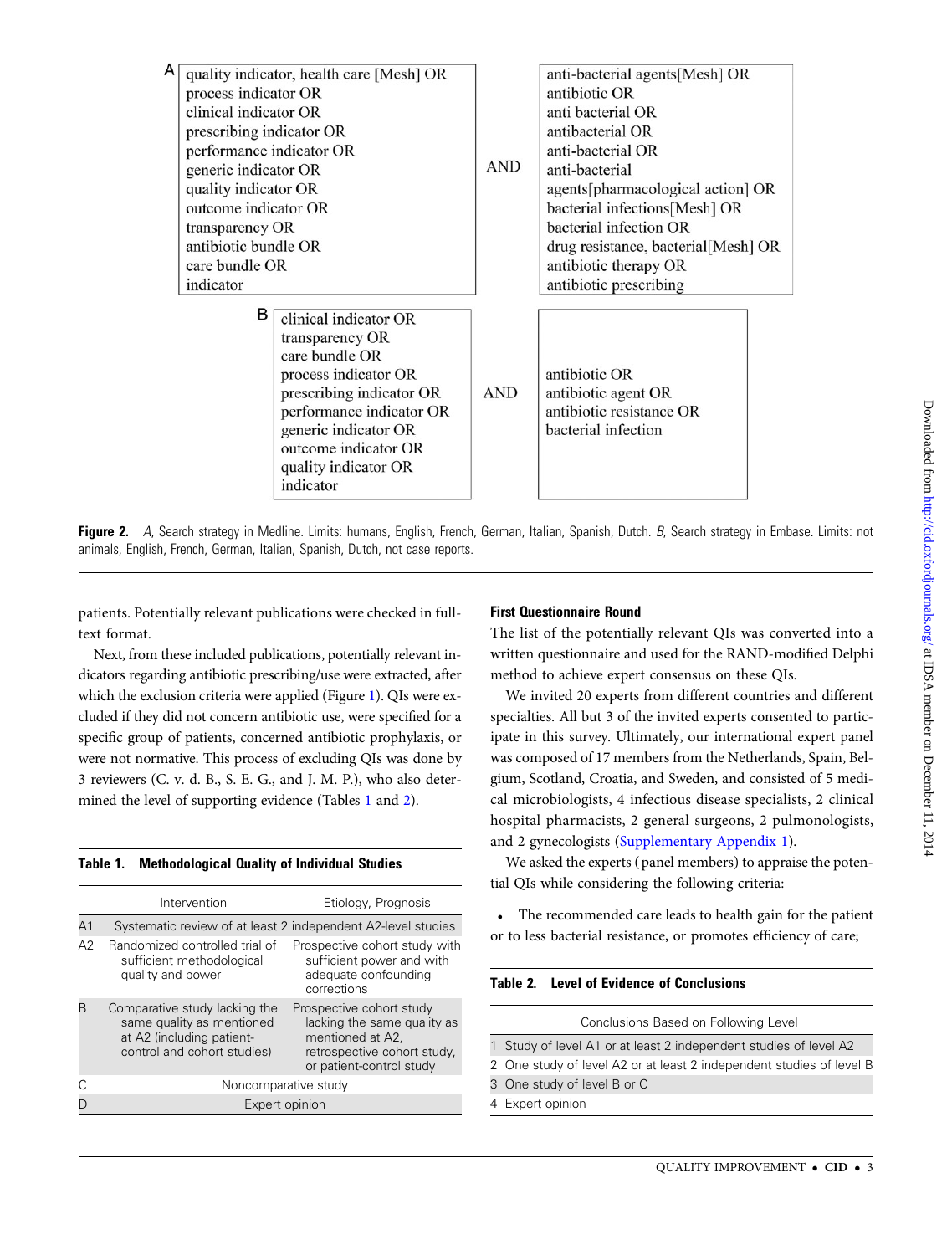**A**

| quality indicator, health care [Mesh] OR process indicator OR clinical indicator OR prescribing indicator OR performance indicator OR generic indicator OR quality indicator OR outcome indicator OR transparency OR antibiotic bundle OR care bundle OR indicator | AND | anti-bacterial agents[Mesh] OR antibiotic OR anti bacterial OR antibacterial OR anti-bacterial OR anti-bacterial agents[pharmacological action] OR bacterial infections[Mesh] OR bacterial infection OR drug resistance, bacterial[Mesh] OR antibiotic therapy OR antibiotic prescribing |
|---|---|---|

**B**

| clinical indicator OR transparency OR care bundle OR process indicator OR prescribing indicator OR performance indicator OR generic indicator OR outcome indicator OR quality indicator OR indicator | AND | antibiotic OR antibiotic agent OR antibiotic resistance OR bacterial infection |
|---|---|---|

**Figure 2.** *A*, Search strategy in Medline. Limits: humans, English, French, German, Italian, Spanish, Dutch. *B*, Search strategy in Embase. Limits: not animals, English, French, German, Italian, Spanish, Dutch, not case reports.

patients. Potentially relevant publications were checked in full-text format.

Next, from these included publications, potentially relevant indicators regarding antibiotic prescribing/use were extracted, after which the exclusion criteria were applied (Figure 1). QIs were excluded if they did not concern antibiotic use, were specified for a specific group of patients, concerned antibiotic prophylaxis, or were not normative. This process of excluding QIs was done by 3 reviewers (C. v. d. B., S. E. G., and J. M. P.), who also determined the level of supporting evidence (Tables 1 and 2).

**Table 1. Methodological Quality of Individual Studies**

| | Intervention | Etiology, Prognosis |
|---|---|---|
| A1 | Systematic review of at least 2 independent A2-level studies | |
| A2 | Randomized controlled trial of sufficient methodological quality and power | Prospective cohort study with sufficient power and with adequate confounding corrections |
| B | Comparative study lacking the same quality as mentioned at A2 (including patient-control and cohort studies) | Prospective cohort study lacking the same quality as mentioned at A2, retrospective cohort study, or patient-control study |
| C | Noncomparative study | |
| D | Expert opinion | |

### First Questionnaire Round

The list of the potentially relevant QIs was converted into a written questionnaire and used for the RAND-modified Delphi method to achieve expert consensus on these QIs.

We invited 20 experts from different countries and different specialties. All but 3 of the invited experts consented to participate in this survey. Ultimately, our international expert panel was composed of 17 members from the Netherlands, Spain, Belgium, Scotland, Croatia, and Sweden, and consisted of 5 medical microbiologists, 4 infectious disease specialists, 2 clinical hospital pharmacists, 2 general surgeons, 2 pulmonologists, and 2 gynecologists (Supplementary Appendix 1).

We asked the experts (panel members) to appraise the potential QIs while considering the following criteria:

- The recommended care leads to health gain for the patient or to less bacterial resistance, or promotes efficiency of care;

**Table 2. Level of Evidence of Conclusions**

| | Conclusions Based on Following Level |
|---|---|
| 1 | Study of level A1 or at least 2 independent studies of level A2 |
| 2 | One study of level A2 or at least 2 independent studies of level B |
| 3 | One study of level B or C |
| 4 | Expert opinion |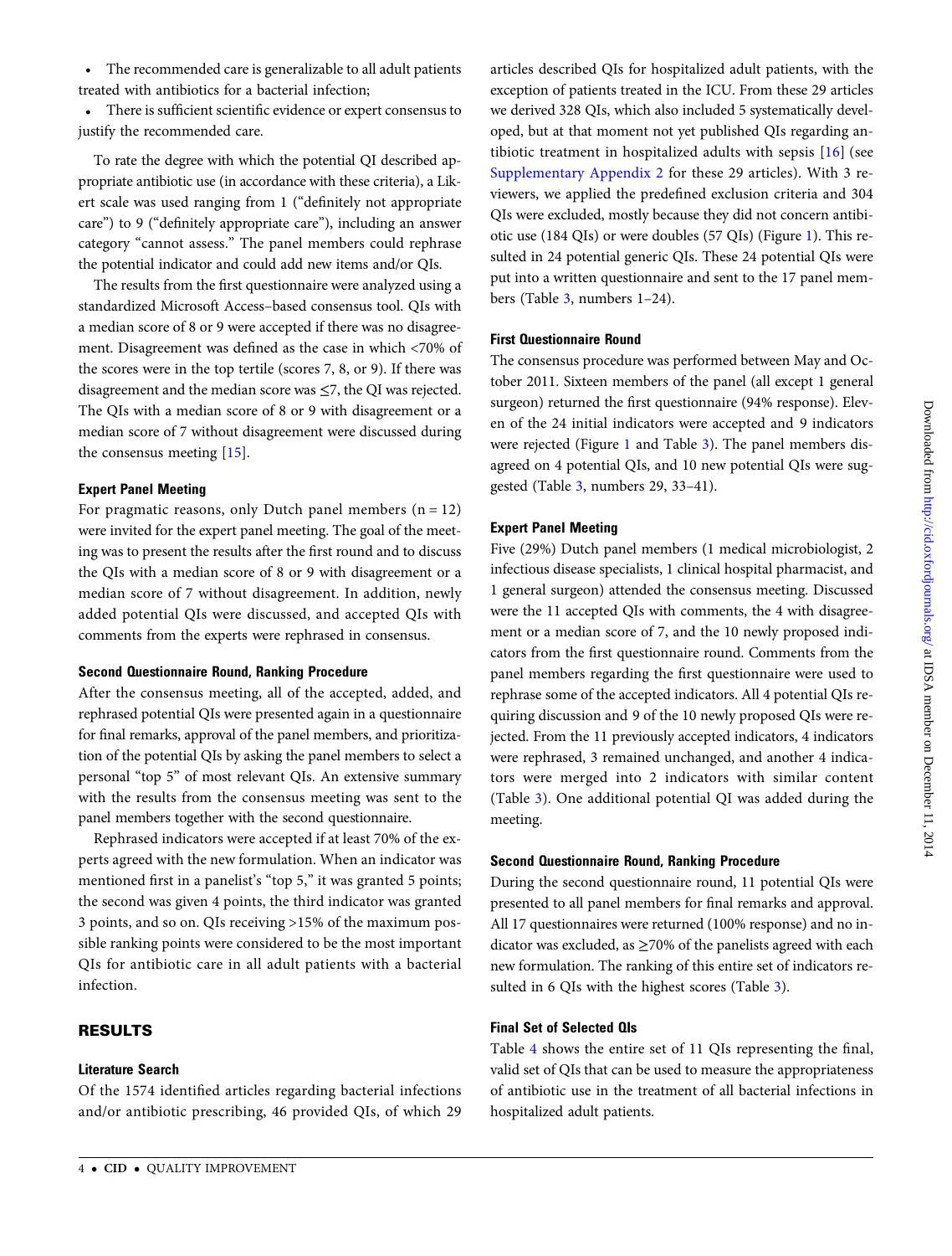- The recommended care is generalizable to all adult patients treated with antibiotics for a bacterial infection;
- There is sufficient scientific evidence or expert consensus to justify the recommended care.

To rate the degree with which the potential QI described appropriate antibiotic use (in accordance with these criteria), a Likert scale was used ranging from 1 ("definitely not appropriate care") to 9 ("definitely appropriate care"), including an answer category "cannot assess." The panel members could rephrase the potential indicator and could add new items and/or QIs.

The results from the first questionnaire were analyzed using a standardized Microsoft Access–based consensus tool. QIs with a median score of 8 or 9 were accepted if there was no disagreement. Disagreement was defined as the case in which <70% of the scores were in the top tertile (scores 7, 8, or 9). If there was disagreement and the median score was ≤7, the QI was rejected. The QIs with a median score of 8 or 9 with disagreement or a median score of 7 without disagreement were discussed during the consensus meeting [15].

#### Expert Panel Meeting

For pragmatic reasons, only Dutch panel members (n = 12) were invited for the expert panel meeting. The goal of the meeting was to present the results after the first round and to discuss the QIs with a median score of 8 or 9 with disagreement or a median score of 7 without disagreement. In addition, newly added potential QIs were discussed, and accepted QIs with comments from the experts were rephrased in consensus.

#### Second Questionnaire Round, Ranking Procedure

After the consensus meeting, all of the accepted, added, and rephrased potential QIs were presented again in a questionnaire for final remarks, approval of the panel members, and prioritization of the potential QIs by asking the panel members to select a personal "top 5" of most relevant QIs. An extensive summary with the results from the consensus meeting was sent to the panel members together with the second questionnaire.

Rephrased indicators were accepted if at least 70% of the experts agreed with the new formulation. When an indicator was mentioned first in a panelist's "top 5," it was granted 5 points; the second was given 4 points, the third indicator was granted 3 points, and so on. QIs receiving >15% of the maximum possible ranking points were considered to be the most important QIs for antibiotic care in all adult patients with a bacterial infection.

## RESULTS

#### Literature Search

Of the 1574 identified articles regarding bacterial infections and/or antibiotic prescribing, 46 provided QIs, of which 29 articles described QIs for hospitalized adult patients, with the exception of patients treated in the ICU. From these 29 articles we derived 328 QIs, which also included 5 systematically developed, but at that moment not yet published QIs regarding antibiotic treatment in hospitalized adults with sepsis [16] (see Supplementary Appendix 2 for these 29 articles). With 3 reviewers, we applied the predefined exclusion criteria and 304 QIs were excluded, mostly because they did not concern antibiotic use (184 QIs) or were doubles (57 QIs) (Figure 1). This resulted in 24 potential generic QIs. These 24 potential QIs were put into a written questionnaire and sent to the 17 panel members (Table 3, numbers 1–24).

#### First Questionnaire Round

The consensus procedure was performed between May and October 2011. Sixteen members of the panel (all except 1 general surgeon) returned the first questionnaire (94% response). Eleven of the 24 initial indicators were accepted and 9 indicators were rejected (Figure 1 and Table 3). The panel members disagreed on 4 potential QIs, and 10 new potential QIs were suggested (Table 3, numbers 29, 33–41).

#### Expert Panel Meeting

Five (29%) Dutch panel members (1 medical microbiologist, 2 infectious disease specialists, 1 clinical hospital pharmacist, and 1 general surgeon) attended the consensus meeting. Discussed were the 11 accepted QIs with comments, the 4 with disagreement or a median score of 7, and the 10 newly proposed indicators from the first questionnaire round. Comments from the panel members regarding the first questionnaire were used to rephrase some of the accepted indicators. All 4 potential QIs requiring discussion and 9 of the 10 newly proposed QIs were rejected. From the 11 previously accepted indicators, 4 indicators were rephrased, 3 remained unchanged, and another 4 indicators were merged into 2 indicators with similar content (Table 3). One additional potential QI was added during the meeting.

#### Second Questionnaire Round, Ranking Procedure

During the second questionnaire round, 11 potential QIs were presented to all panel members for final remarks and approval. All 17 questionnaires were returned (100% response) and no indicator was excluded, as ≥70% of the panelists agreed with each new formulation. The ranking of this entire set of indicators resulted in 6 QIs with the highest scores (Table 3).

#### Final Set of Selected QIs

Table 4 shows the entire set of 11 QIs representing the final, valid set of QIs that can be used to measure the appropriateness of antibiotic use in the treatment of all bacterial infections in hospitalized adult patients.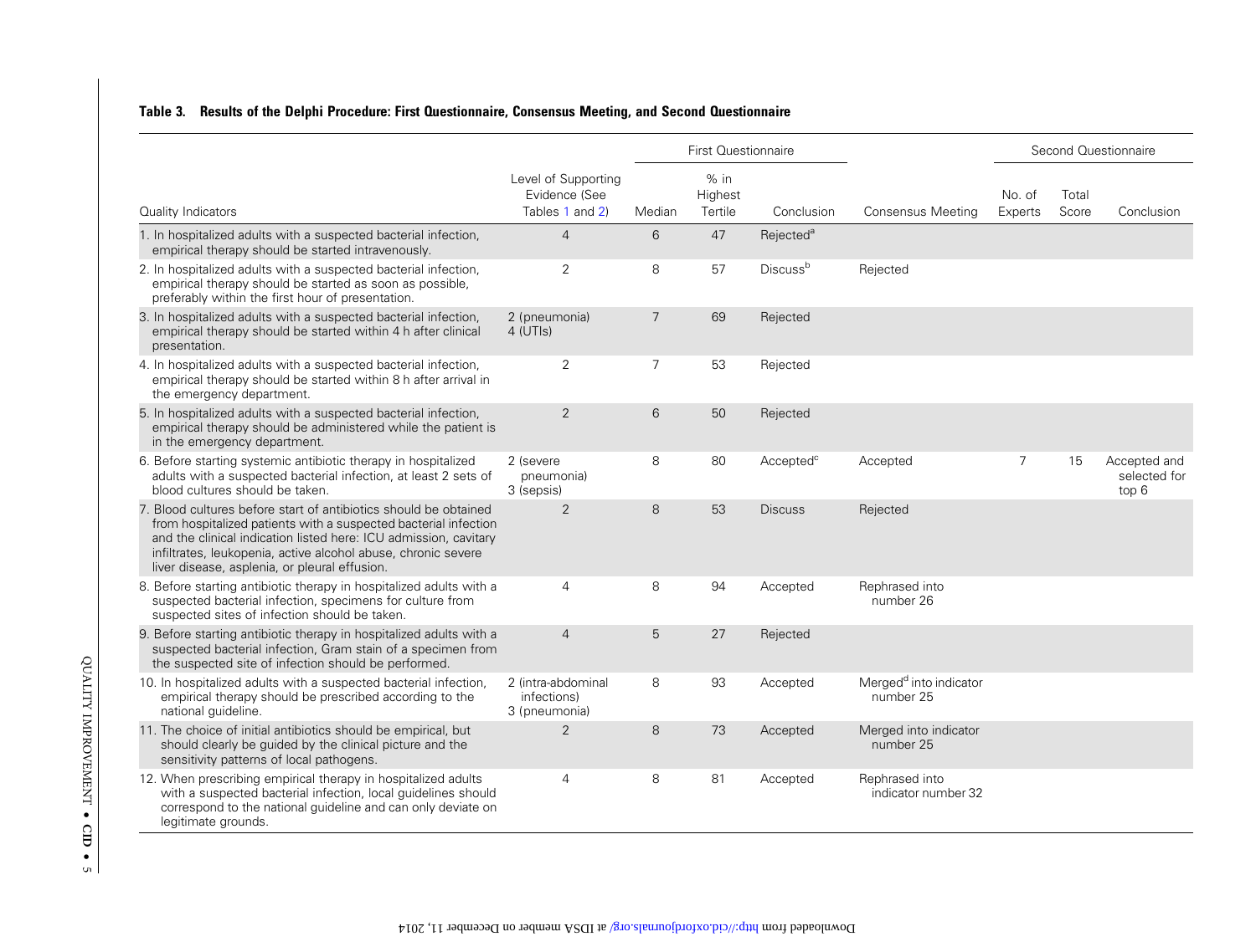**Table 3. Results of the Delphi Procedure: First Questionnaire, Consensus Meeting, and Second Questionnaire**

| Quality Indicators | Level of Supporting Evidence (See Tables 1 and 2) | First Questionnaire | | | Consensus Meeting | Second Questionnaire | | |
|---|---|---|---|---|---|---|---|---|
| | | Median | % in Highest Tertile | Conclusion | | No. of Experts | Total Score | Conclusion |
| 1. In hospitalized adults with a suspected bacterial infection, empirical therapy should be started intravenously. | 4 | 6 | 47 | Rejected[a] | | | | |
| 2. In hospitalized adults with a suspected bacterial infection, empirical therapy should be started as soon as possible, preferably within the first hour of presentation. | 2 | 8 | 57 | Discuss[b] | Rejected | | | |
| 3. In hospitalized adults with a suspected bacterial infection, empirical therapy should be started within 4 h after clinical presentation. | 2 (pneumonia) 4 (UTIs) | 7 | 69 | Rejected | | | | |
| 4. In hospitalized adults with a suspected bacterial infection, empirical therapy should be started within 8 h after arrival in the emergency department. | 2 | 7 | 53 | Rejected | | | | |
| 5. In hospitalized adults with a suspected bacterial infection, empirical therapy should be administered while the patient is in the emergency department. | 2 | 6 | 50 | Rejected | | | | |
| 6. Before starting systemic antibiotic therapy in hospitalized adults with a suspected bacterial infection, at least 2 sets of blood cultures should be taken. | 2 (severe pneumonia) 3 (sepsis) | 8 | 80 | Accepted[c] | Accepted | 7 | 15 | Accepted and selected for top 6 |
| 7. Blood cultures before start of antibiotics should be obtained from hospitalized patients with a suspected bacterial infection and the clinical indication listed here: ICU admission, cavitary infiltrates, leukopenia, active alcohol abuse, chronic severe liver disease, asplenia, or pleural effusion. | 2 | 8 | 53 | Discuss | Rejected | | | |
| 8. Before starting antibiotic therapy in hospitalized adults with a suspected bacterial infection, specimens for culture from suspected sites of infection should be taken. | 4 | 8 | 94 | Accepted | Rephrased into number 26 | | | |
| 9. Before starting antibiotic therapy in hospitalized adults with a suspected bacterial infection, Gram stain of a specimen from the suspected site of infection should be performed. | 4 | 5 | 27 | Rejected | | | | |
| 10. In hospitalized adults with a suspected bacterial infection, empirical therapy should be prescribed according to the national guideline. | 2 (intra-abdominal infections) 3 (pneumonia) | 8 | 93 | Accepted | Merged[d] into indicator number 25 | | | |
| 11. The choice of initial antibiotics should be empirical, but should clearly be guided by the clinical picture and the sensitivity patterns of local pathogens. | 2 | 8 | 73 | Accepted | Merged into indicator number 25 | | | |
| 12. When prescribing empirical therapy in hospitalized adults with a suspected bacterial infection, local guidelines should correspond to the national guideline and can only deviate on legitimate grounds. | 4 | 8 | 81 | Accepted | Rephrased into indicator number 32 | | | |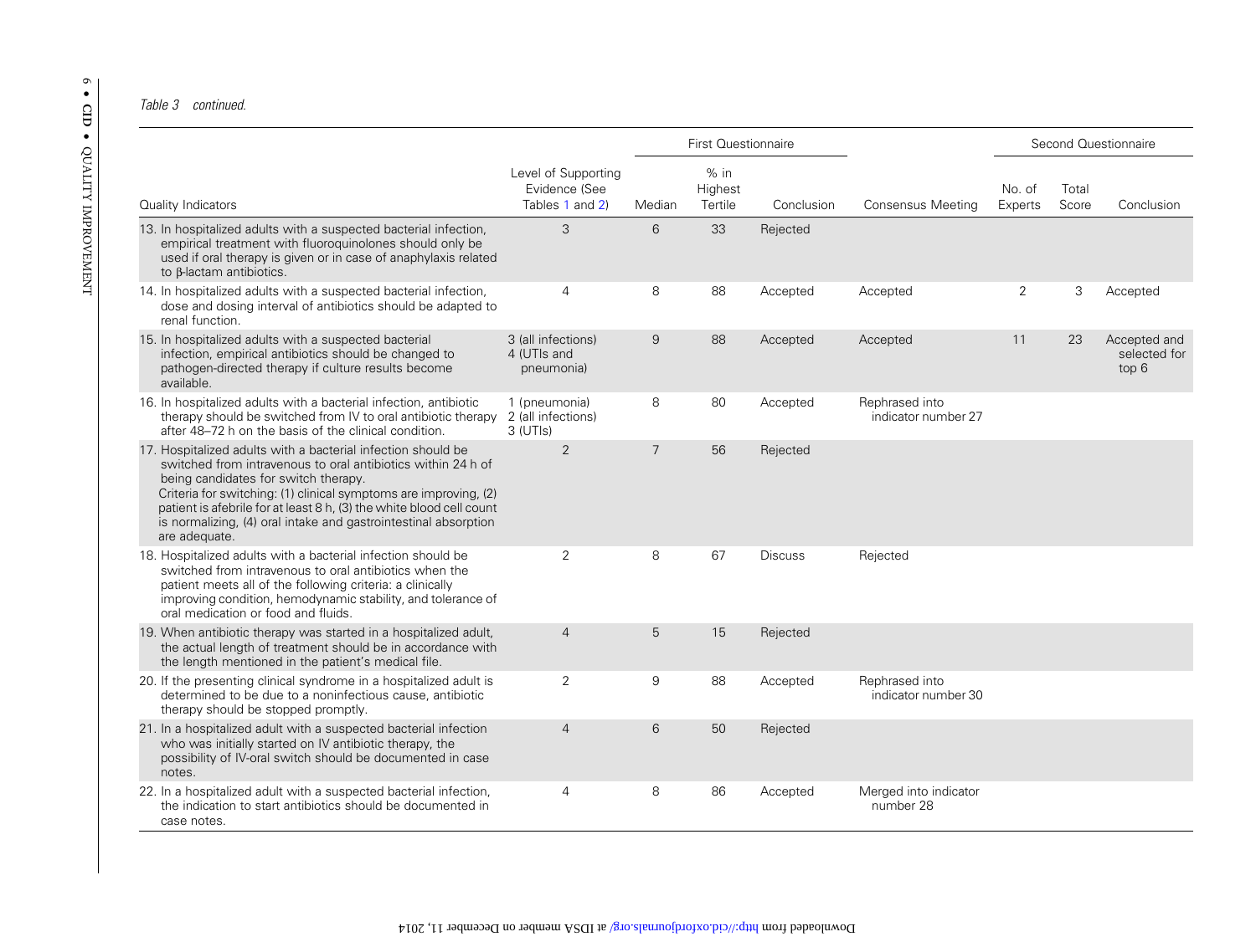*Table 3 continued.*

| Quality Indicators | Level of Supporting Evidence (See Tables 1 and 2) | First Questionnaire | | | Consensus Meeting | Second Questionnaire | | |
|---|---|---|---|---|---|---|---|---|
| | | Median | % in Highest Tertile | Conclusion | | No. of Experts | Total Score | Conclusion |
| 13. In hospitalized adults with a suspected bacterial infection, empirical treatment with fluoroquinolones should only be used if oral therapy is given or in case of anaphylaxis related to β-lactam antibiotics. | 3 | 6 | 33 | Rejected | | | | |
| 14. In hospitalized adults with a suspected bacterial infection, dose and dosing interval of antibiotics should be adapted to renal function. | 4 | 8 | 88 | Accepted | Accepted | 2 | 3 | Accepted |
| 15. In hospitalized adults with a suspected bacterial infection, empirical antibiotics should be changed to pathogen-directed therapy if culture results become available. | 3 (all infections) 4 (UTIs and pneumonia) | 9 | 88 | Accepted | Accepted | 11 | 23 | Accepted and selected for top 6 |
| 16. In hospitalized adults with a bacterial infection, antibiotic therapy should be switched from IV to oral antibiotic therapy after 48–72 h on the basis of the clinical condition. | 1 (pneumonia) 2 (all infections) 3 (UTIs) | 8 | 80 | Accepted | Rephrased into indicator number 27 | | | |
| 17. Hospitalized adults with a bacterial infection should be switched from intravenous to oral antibiotics within 24 h of being candidates for switch therapy. Criteria for switching: (1) clinical symptoms are improving, (2) patient is afebrile for at least 8 h, (3) the white blood cell count is normalizing, (4) oral intake and gastrointestinal absorption are adequate. | 2 | 7 | 56 | Rejected | | | | |
| 18. Hospitalized adults with a bacterial infection should be switched from intravenous to oral antibiotics when the patient meets all of the following criteria: a clinically improving condition, hemodynamic stability, and tolerance of oral medication or food and fluids. | 2 | 8 | 67 | Discuss | Rejected | | | |
| 19. When antibiotic therapy was started in a hospitalized adult, the actual length of treatment should be in accordance with the length mentioned in the patient's medical file. | 4 | 5 | 15 | Rejected | | | | |
| 20. If the presenting clinical syndrome in a hospitalized adult is determined to be due to a noninfectious cause, antibiotic therapy should be stopped promptly. | 2 | 9 | 88 | Accepted | Rephrased into indicator number 30 | | | |
| 21. In a hospitalized adult with a suspected bacterial infection who was initially started on IV antibiotic therapy, the possibility of IV-oral switch should be documented in case notes. | 4 | 6 | 50 | Rejected | | | | |
| 22. In a hospitalized adult with a suspected bacterial infection, the indication to start antibiotics should be documented in case notes. | 4 | 8 | 86 | Accepted | Merged into indicator number 28 | | | |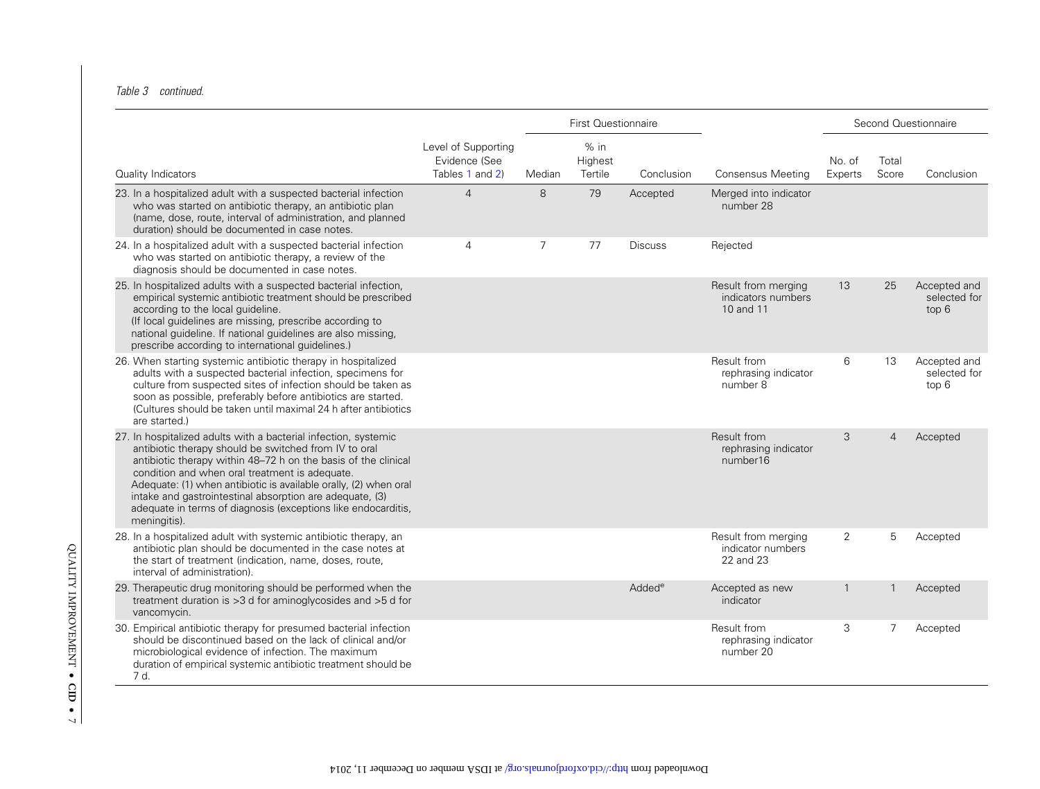*Table 3 continued.*

| Quality Indicators | Level of Supporting Evidence (See Tables 1 and 2) | First Questionnaire | | | Consensus Meeting | Second Questionnaire | | |
|---|---|---|---|---|---|---|---|---|
| | | Median | % in Highest Tertile | Conclusion | | No. of Experts | Total Score | Conclusion |
| 23. In a hospitalized adult with a suspected bacterial infection who was started on antibiotic therapy, an antibiotic plan (name, dose, route, interval of administration, and planned duration) should be documented in case notes. | 4 | 8 | 79 | Accepted | Merged into indicator number 28 | | | |
| 24. In a hospitalized adult with a suspected bacterial infection who was started on antibiotic therapy, a review of the diagnosis should be documented in case notes. | 4 | 7 | 77 | Discuss | Rejected | | | |
| 25. In hospitalized adults with a suspected bacterial infection, empirical systemic antibiotic treatment should be prescribed according to the local guideline. (If local guidelines are missing, prescribe according to national guideline. If national guidelines are also missing, prescribe according to international guidelines.) | | | | | Result from merging indicators numbers 10 and 11 | 13 | 25 | Accepted and selected for top 6 |
| 26. When starting systemic antibiotic therapy in hospitalized adults with a suspected bacterial infection, specimens for culture from suspected sites of infection should be taken as soon as possible, preferably before antibiotics are started. (Cultures should be taken until maximal 24 h after antibiotics are started.) | | | | | Result from rephrasing indicator number 8 | 6 | 13 | Accepted and selected for top 6 |
| 27. In hospitalized adults with a bacterial infection, systemic antibiotic therapy should be switched from IV to oral antibiotic therapy within 48–72 h on the basis of the clinical condition and when oral treatment is adequate. Adequate: (1) when antibiotic is available orally, (2) when oral intake and gastrointestinal absorption are adequate, (3) adequate in terms of diagnosis (exceptions like endocarditis, meningitis). | | | | | Result from rephrasing indicator number16 | 3 | 4 | Accepted |
| 28. In a hospitalized adult with systemic antibiotic therapy, an antibiotic plan should be documented in the case notes at the start of treatment (indication, name, doses, route, interval of administration). | | | | | Result from merging indicator numbers 22 and 23 | 2 | 5 | Accepted |
| 29. Therapeutic drug monitoring should be performed when the treatment duration is >3 d for aminoglycosides and >5 d for vancomycin. | | | | Added[e] | Accepted as new indicator | 1 | 1 | Accepted |
| 30. Empirical antibiotic therapy for presumed bacterial infection should be discontinued based on the lack of clinical and/or microbiological evidence of infection. The maximum duration of empirical systemic antibiotic treatment should be 7 d. | | | | | Result from rephrasing indicator number 20 | 3 | 7 | Accepted |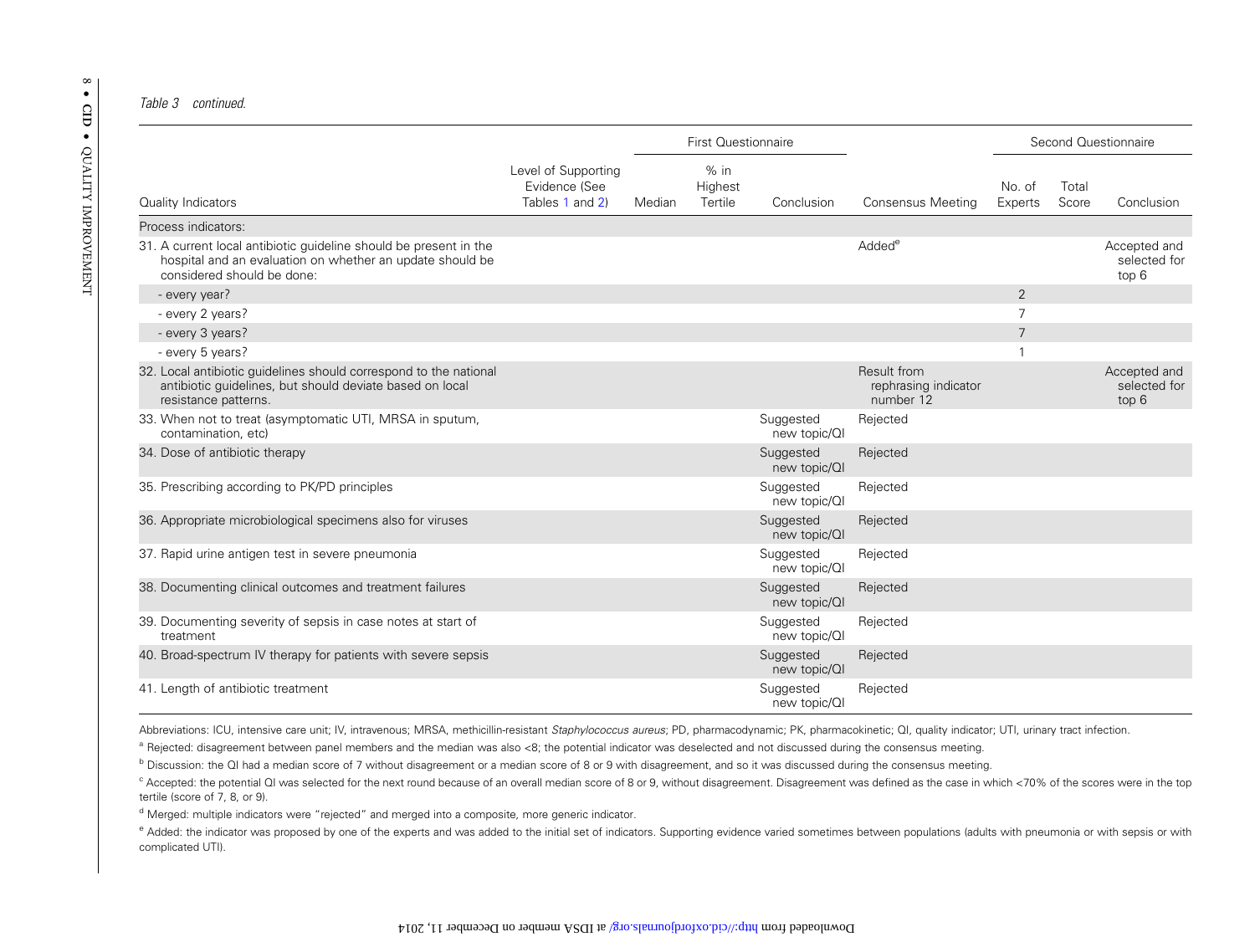*Table 3 continued.*

| Quality Indicators | Level of Supporting Evidence (See Tables 1 and 2) | First Questionnaire | | | Consensus Meeting | Second Questionnaire | | |
|---|---|---|---|---|---|---|---|---|
| | | Median | % in Highest Tertile | Conclusion | | No. of Experts | Total Score | Conclusion |
| Process indicators: | | | | | | | | |
| 31. A current local antibiotic guideline should be present in the hospital and an evaluation on whether an update should be considered should be done: | | | | | Added[e] | | | Accepted and selected for top 6 |
| - every year? | | | | | | 2 | | |
| - every 2 years? | | | | | | 7 | | |
| - every 3 years? | | | | | | 7 | | |
| - every 5 years? | | | | | | 1 | | |
| 32. Local antibiotic guidelines should correspond to the national antibiotic guidelines, but should deviate based on local resistance patterns. | | | | | Result from rephrasing indicator number 12 | | | Accepted and selected for top 6 |
| 33. When not to treat (asymptomatic UTI, MRSA in sputum, contamination, etc) | | | | Suggested new topic/QI | Rejected | | | |
| 34. Dose of antibiotic therapy | | | | Suggested new topic/QI | Rejected | | | |
| 35. Prescribing according to PK/PD principles | | | | Suggested new topic/QI | Rejected | | | |
| 36. Appropriate microbiological specimens also for viruses | | | | Suggested new topic/QI | Rejected | | | |
| 37. Rapid urine antigen test in severe pneumonia | | | | Suggested new topic/QI | Rejected | | | |
| 38. Documenting clinical outcomes and treatment failures | | | | Suggested new topic/QI | Rejected | | | |
| 39. Documenting severity of sepsis in case notes at start of treatment | | | | Suggested new topic/QI | Rejected | | | |
| 40. Broad-spectrum IV therapy for patients with severe sepsis | | | | Suggested new topic/QI | Rejected | | | |
| 41. Length of antibiotic treatment | | | | Suggested new topic/QI | Rejected | | | |

Abbreviations: ICU, intensive care unit; IV, intravenous; MRSA, methicillin-resistant *Staphylococcus aureus*; PD, pharmacodynamic; PK, pharmacokinetic; QI, quality indicator; UTI, urinary tract infection.

[a] Rejected: disagreement between panel members and the median was also <8; the potential indicator was deselected and not discussed during the consensus meeting.

[b] Discussion: the QI had a median score of 7 without disagreement or a median score of 8 or 9 with disagreement, and so it was discussed during the consensus meeting.

[c] Accepted: the potential QI was selected for the next round because of an overall median score of 8 or 9, without disagreement. Disagreement was defined as the case in which <70% of the scores were in the top tertile (score of 7, 8, or 9).

[d] Merged: multiple indicators were "rejected" and merged into a composite, more generic indicator.

[e] Added: the indicator was proposed by one of the experts and was added to the initial set of indicators. Supporting evidence varied sometimes between populations (adults with pneumonia or with sepsis or with complicated UTI).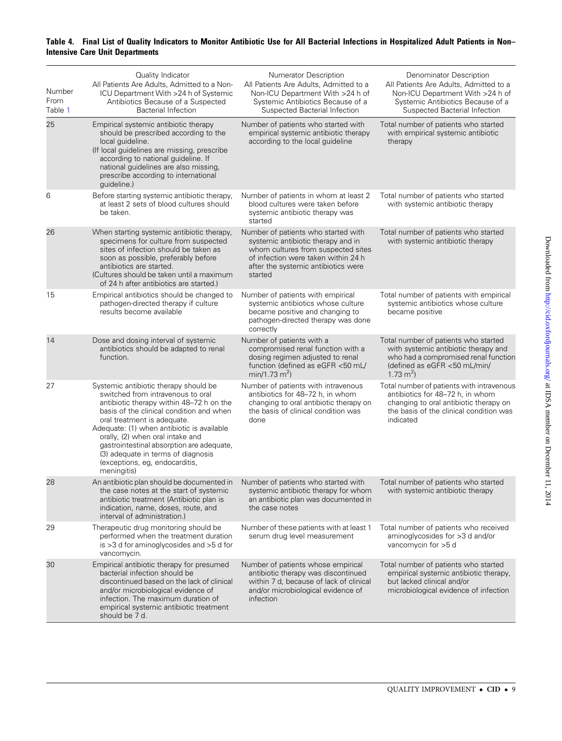**Table 4. Final List of Quality Indicators to Monitor Antibiotic Use for All Bacterial Infections in Hospitalized Adult Patients in Non–Intensive Care Unit Departments**

| Number From Table 1 | Quality Indicator All Patients Are Adults, Admitted to a Non-ICU Department With >24 h of Systemic Antibiotics Because of a Suspected Bacterial Infection | Numerator Description All Patients Are Adults, Admitted to a Non-ICU Department With >24 h of Systemic Antibiotics Because of a Suspected Bacterial Infection | Denominator Description All Patients Are Adults, Admitted to a Non-ICU Department With >24 h of Systemic Antibiotics Because of a Suspected Bacterial Infection |
|---|---|---|---|
| 25 | Empirical systemic antibiotic therapy should be prescribed according to the local guideline. (If local guidelines are missing, prescribe according to national guideline. If national guidelines are also missing, prescribe according to international guideline.) | Number of patients who started with empirical systemic antibiotic therapy according to the local guideline | Total number of patients who started with empirical systemic antibiotic therapy |
| 6 | Before starting systemic antibiotic therapy, at least 2 sets of blood cultures should be taken. | Number of patients in whom at least 2 blood cultures were taken before systemic antibiotic therapy was started | Total number of patients who started with systemic antibiotic therapy |
| 26 | When starting systemic antibiotic therapy, specimens for culture from suspected sites of infection should be taken as soon as possible, preferably before antibiotics are started. (Cultures should be taken until a maximum of 24 h after antibiotics are started.) | Number of patients who started with systemic antibiotic therapy and in whom cultures from suspected sites of infection were taken within 24 h after the systemic antibiotics were started | Total number of patients who started with systemic antibiotic therapy |
| 15 | Empirical antibiotics should be changed to pathogen-directed therapy if culture results become available | Number of patients with empirical systemic antibiotics whose culture became positive and changing to pathogen-directed therapy was done correctly | Total number of patients with empirical systemic antibiotics whose culture became positive |
| 14 | Dose and dosing interval of systemic antibiotics should be adapted to renal function. | Number of patients with a compromised renal function with a dosing regimen adjusted to renal function (defined as eGFR <50 mL/min/1.73 m$^2$) | Total number of patients who started with systemic antibiotic therapy and who had a compromised renal function (defined as eGFR <50 mL/min/1.73 m$^2$) |
| 27 | Systemic antibiotic therapy should be switched from intravenous to oral antibiotic therapy within 48–72 h on the basis of the clinical condition and when oral treatment is adequate. Adequate: (1) when antibiotic is available orally, (2) when oral intake and gastrointestinal absorption are adequate, (3) adequate in terms of diagnosis (exceptions, eg, endocarditis, meningitis) | Number of patients with intravenous antibiotics for 48–72 h, in whom changing to oral antibiotic therapy on the basis of clinical condition was done | Total number of patients with intravenous antibiotics for 48–72 h, in whom changing to oral antibiotic therapy on the basis of the clinical condition was indicated |
| 28 | An antibiotic plan should be documented in the case notes at the start of systemic antibiotic treatment (Antibiotic plan is indication, name, doses, route, and interval of administration.) | Number of patients who started with systemic antibiotic therapy for whom an antibiotic plan was documented in the case notes | Total number of patients who started with systemic antibiotic therapy |
| 29 | Therapeutic drug monitoring should be performed when the treatment duration is >3 d for aminoglycosides and >5 d for vancomycin. | Number of these patients with at least 1 serum drug level measurement | Total number of patients who received aminoglycosides for >3 d and/or vancomycin for >5 d |
| 30 | Empirical antibiotic therapy for presumed bacterial infection should be discontinued based on the lack of clinical and/or microbiological evidence of infection. The maximum duration of empirical systemic antibiotic treatment should be 7 d. | Number of patients whose empirical antibiotic therapy was discontinued within 7 d, because of lack of clinical and/or microbiological evidence of infection | Total number of patients who started empirical systemic antibiotic therapy, but lacked clinical and/or microbiological evidence of infection |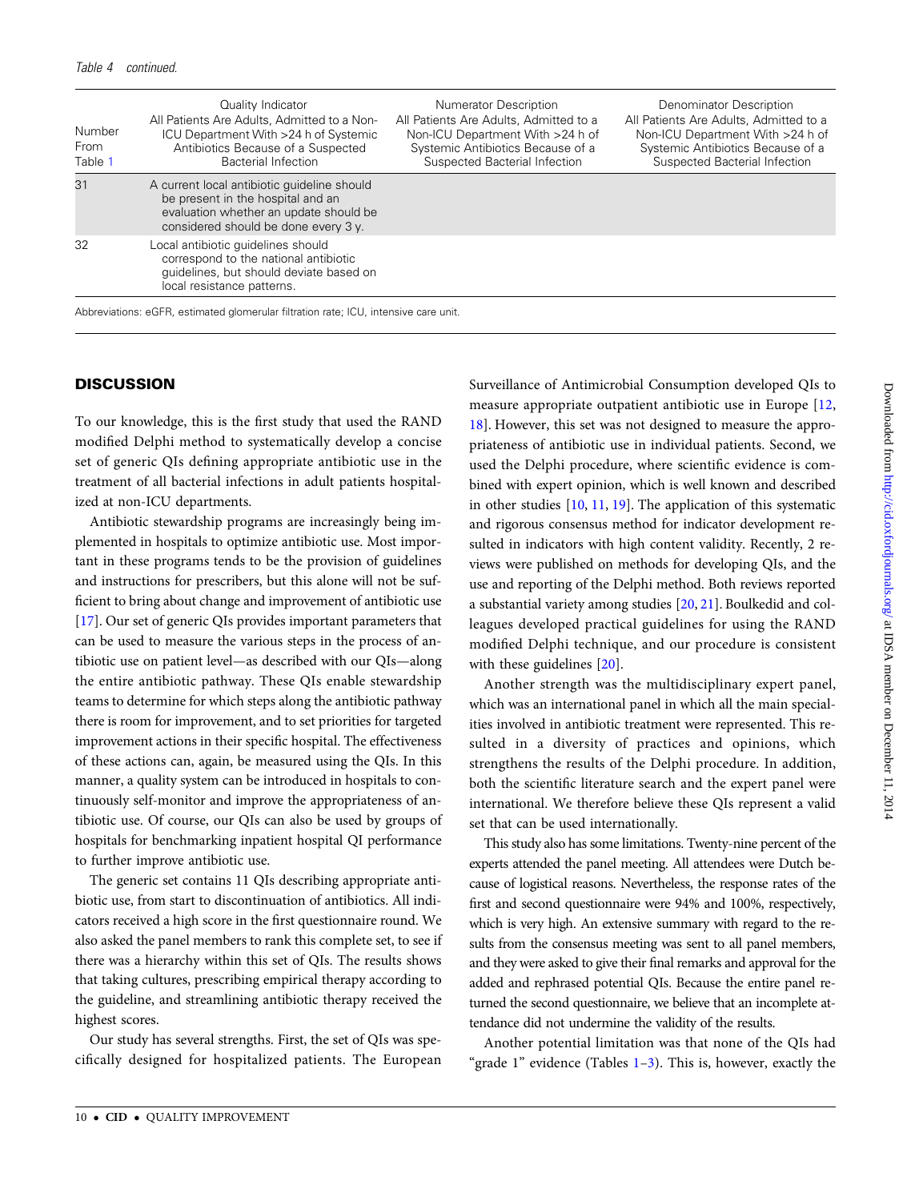*Table 4 continued.*

| Number From Table 1 | Quality Indicator All Patients Are Adults, Admitted to a Non-ICU Department With >24 h of Systemic Antibiotics Because of a Suspected Bacterial Infection | Numerator Description All Patients Are Adults, Admitted to a Non-ICU Department With >24 h of Systemic Antibiotics Because of a Suspected Bacterial Infection | Denominator Description All Patients Are Adults, Admitted to a Non-ICU Department With >24 h of Systemic Antibiotics Because of a Suspected Bacterial Infection |
|---|---|---|---|
| 31 | A current local antibiotic guideline should be present in the hospital and an evaluation whether an update should be considered should be done every 3 y. | | |
| 32 | Local antibiotic guidelines should correspond to the national antibiotic guidelines, but should deviate based on local resistance patterns. | | |

Abbreviations: eGFR, estimated glomerular filtration rate; ICU, intensive care unit.

## DISCUSSION

To our knowledge, this is the first study that used the RAND modified Delphi method to systematically develop a concise set of generic QIs defining appropriate antibiotic use in the treatment of all bacterial infections in adult patients hospitalized at non-ICU departments.

Antibiotic stewardship programs are increasingly being implemented in hospitals to optimize antibiotic use. Most important in these programs tends to be the provision of guidelines and instructions for prescribers, but this alone will not be sufficient to bring about change and improvement of antibiotic use [17]. Our set of generic QIs provides important parameters that can be used to measure the various steps in the process of antibiotic use on patient level—as described with our QIs—along the entire antibiotic pathway. These QIs enable stewardship teams to determine for which steps along the antibiotic pathway there is room for improvement, and to set priorities for targeted improvement actions in their specific hospital. The effectiveness of these actions can, again, be measured using the QIs. In this manner, a quality system can be introduced in hospitals to continuously self-monitor and improve the appropriateness of antibiotic use. Of course, our QIs can also be used by groups of hospitals for benchmarking inpatient hospital QI performance to further improve antibiotic use.

The generic set contains 11 QIs describing appropriate antibiotic use, from start to discontinuation of antibiotics. All indicators received a high score in the first questionnaire round. We also asked the panel members to rank this complete set, to see if there was a hierarchy within this set of QIs. The results shows that taking cultures, prescribing empirical therapy according to the guideline, and streamlining antibiotic therapy received the highest scores.

Our study has several strengths. First, the set of QIs was specifically designed for hospitalized patients. The European Surveillance of Antimicrobial Consumption developed QIs to measure appropriate outpatient antibiotic use in Europe [12, 18]. However, this set was not designed to measure the appropriateness of antibiotic use in individual patients. Second, we used the Delphi procedure, where scientific evidence is combined with expert opinion, which is well known and described in other studies [10, 11, 19]. The application of this systematic and rigorous consensus method for indicator development resulted in indicators with high content validity. Recently, 2 reviews were published on methods for developing QIs, and the use and reporting of the Delphi method. Both reviews reported a substantial variety among studies [20, 21]. Boulkedid and colleagues developed practical guidelines for using the RAND modified Delphi technique, and our procedure is consistent with these guidelines [20].

Another strength was the multidisciplinary expert panel, which was an international panel in which all the main specialities involved in antibiotic treatment were represented. This resulted in a diversity of practices and opinions, which strengthens the results of the Delphi procedure. In addition, both the scientific literature search and the expert panel were international. We therefore believe these QIs represent a valid set that can be used internationally.

This study also has some limitations. Twenty-nine percent of the experts attended the panel meeting. All attendees were Dutch because of logistical reasons. Nevertheless, the response rates of the first and second questionnaire were 94% and 100%, respectively, which is very high. An extensive summary with regard to the results from the consensus meeting was sent to all panel members, and they were asked to give their final remarks and approval for the added and rephrased potential QIs. Because the entire panel returned the second questionnaire, we believe that an incomplete attendance did not undermine the validity of the results.

Another potential limitation was that none of the QIs had "grade 1" evidence (Tables 1–3). This is, however, exactly the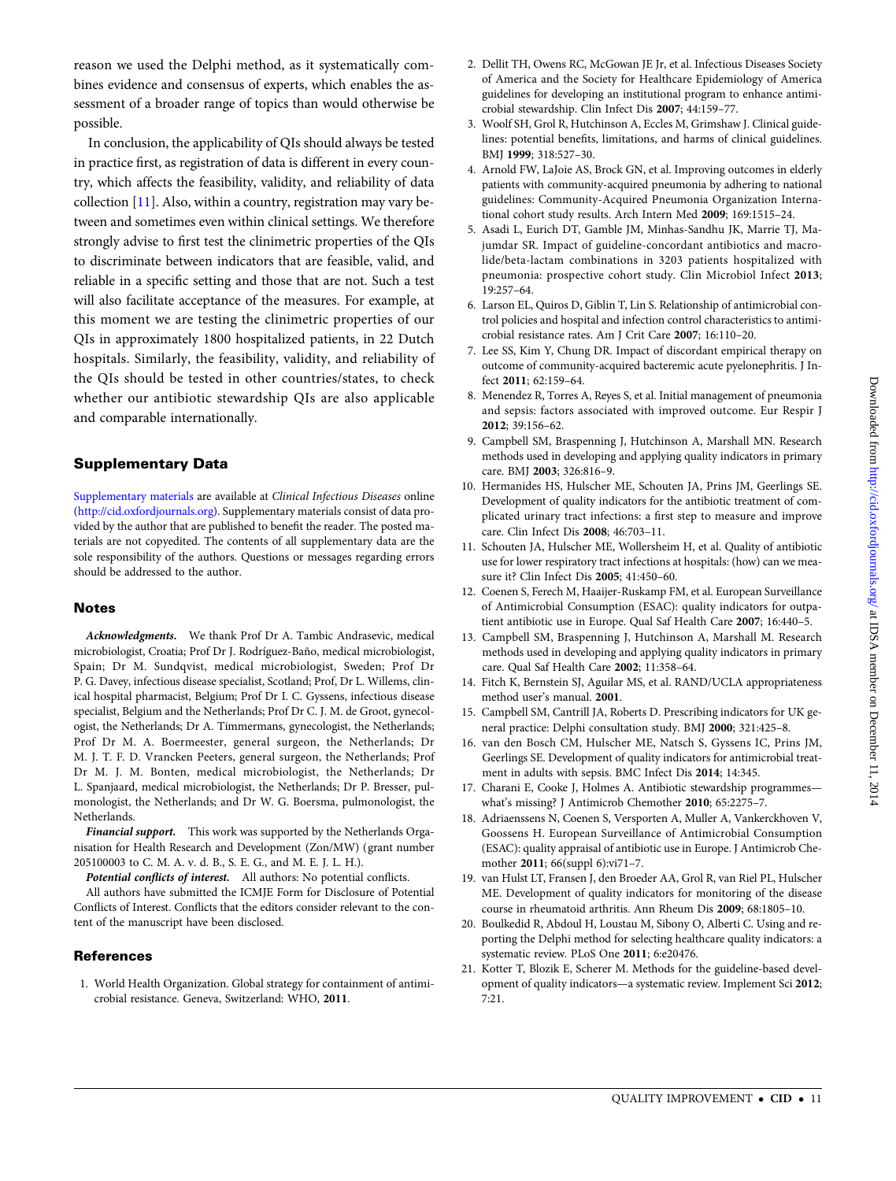reason we used the Delphi method, as it systematically combines evidence and consensus of experts, which enables the assessment of a broader range of topics than would otherwise be possible.

In conclusion, the applicability of QIs should always be tested in practice first, as registration of data is different in every country, which affects the feasibility, validity, and reliability of data collection [11]. Also, within a country, registration may vary between and sometimes even within clinical settings. We therefore strongly advise to first test the clinimetric properties of the QIs to discriminate between indicators that are feasible, valid, and reliable in a specific setting and those that are not. Such a test will also facilitate acceptance of the measures. For example, at this moment we are testing the clinimetric properties of our QIs in approximately 1800 hospitalized patients, in 22 Dutch hospitals. Similarly, the feasibility, validity, and reliability of the QIs should be tested in other countries/states, to check whether our antibiotic stewardship QIs are also applicable and comparable internationally.

## Supplementary Data

Supplementary materials are available at *Clinical Infectious Diseases* online (http://cid.oxfordjournals.org). Supplementary materials consist of data provided by the author that are published to benefit the reader. The posted materials are not copyedited. The contents of all supplementary data are the sole responsibility of the authors. Questions or messages regarding errors should be addressed to the author.

## Notes

***Acknowledgments.*** We thank Prof Dr A. Tambic Andrasevic, medical microbiologist, Croatia; Prof Dr J. Rodríguez-Baño, medical microbiologist, Spain; Dr M. Sundqvist, medical microbiologist, Sweden; Prof Dr P. G. Davey, infectious disease specialist, Scotland; Prof, Dr L. Willems, clinical hospital pharmacist, Belgium; Prof Dr I. C. Gyssens, infectious disease specialist, Belgium and the Netherlands; Prof Dr C. J. M. de Groot, gynecologist, the Netherlands; Dr A. Timmermans, gynecologist, the Netherlands; Prof Dr M. A. Boermeester, general surgeon, the Netherlands; Dr M. J. T. F. D. Vrancken Peeters, general surgeon, the Netherlands; Prof Dr M. J. M. Bonten, medical microbiologist, the Netherlands; Dr L. Spanjaard, medical microbiologist, the Netherlands; Dr P. Bresser, pulmonologist, the Netherlands; and Dr W. G. Boersma, pulmonologist, the Netherlands.

***Financial support.*** This work was supported by the Netherlands Organisation for Health Research and Development (Zon/MW) (grant number 205100003 to C. M. A. v. d. B., S. E. G., and M. E. J. L. H.).

***Potential conflicts of interest.*** All authors: No potential conflicts.

All authors have submitted the ICMJE Form for Disclosure of Potential Conflicts of Interest. Conflicts that the editors consider relevant to the content of the manuscript have been disclosed.

## References

1. World Health Organization. Global strategy for containment of antimicrobial resistance. Geneva, Switzerland: WHO, **2011**.
2. Dellit TH, Owens RC, McGowan JE Jr, et al. Infectious Diseases Society of America and the Society for Healthcare Epidemiology of America guidelines for developing an institutional program to enhance antimicrobial stewardship. Clin Infect Dis **2007**; 44:159–77.
3. Woolf SH, Grol R, Hutchinson A, Eccles M, Grimshaw J. Clinical guidelines: potential benefits, limitations, and harms of clinical guidelines. BMJ **1999**; 318:527–30.
4. Arnold FW, LaJoie AS, Brock GN, et al. Improving outcomes in elderly patients with community-acquired pneumonia by adhering to national guidelines: Community-Acquired Pneumonia Organization International cohort study results. Arch Intern Med **2009**; 169:1515–24.
5. Asadi L, Eurich DT, Gamble JM, Minhas-Sandhu JK, Marrie TJ, Majumdar SR. Impact of guideline-concordant antibiotics and macrolide/beta-lactam combinations in 3203 patients hospitalized with pneumonia: prospective cohort study. Clin Microbiol Infect **2013**; 19:257–64.
6. Larson EL, Quiros D, Giblin T, Lin S. Relationship of antimicrobial control policies and hospital and infection control characteristics to antimicrobial resistance rates. Am J Crit Care **2007**; 16:110–20.
7. Lee SS, Kim Y, Chung DR. Impact of discordant empirical therapy on outcome of community-acquired bacteremic acute pyelonephritis. J Infect **2011**; 62:159–64.
8. Menendez R, Torres A, Reyes S, et al. Initial management of pneumonia and sepsis: factors associated with improved outcome. Eur Respir J **2012**; 39:156–62.
9. Campbell SM, Braspenning J, Hutchinson A, Marshall MN. Research methods used in developing and applying quality indicators in primary care. BMJ **2003**; 326:816–9.
10. Hermanides HS, Hulscher ME, Schouten JA, Prins JM, Geerlings SE. Development of quality indicators for the antibiotic treatment of complicated urinary tract infections: a first step to measure and improve care. Clin Infect Dis **2008**; 46:703–11.
11. Schouten JA, Hulscher ME, Wollersheim H, et al. Quality of antibiotic use for lower respiratory tract infections at hospitals: (how) can we measure it? Clin Infect Dis **2005**; 41:450–60.
12. Coenen S, Ferech M, Haaijer-Ruskamp FM, et al. European Surveillance of Antimicrobial Consumption (ESAC): quality indicators for outpatient antibiotic use in Europe. Qual Saf Health Care **2007**; 16:440–5.
13. Campbell SM, Braspenning J, Hutchinson A, Marshall M. Research methods used in developing and applying quality indicators in primary care. Qual Saf Health Care **2002**; 11:358–64.
14. Fitch K, Bernstein SJ, Aguilar MS, et al. RAND/UCLA appropriateness method user's manual. **2001**.
15. Campbell SM, Cantrill JA, Roberts D. Prescribing indicators for UK general practice: Delphi consultation study. BMJ **2000**; 321:425–8.
16. van den Bosch CM, Hulscher ME, Natsch S, Gyssens IC, Prins JM, Geerlings SE. Development of quality indicators for antimicrobial treatment in adults with sepsis. BMC Infect Dis **2014**; 14:345.
17. Charani E, Cooke J, Holmes A. Antibiotic stewardship programmes—what's missing? J Antimicrob Chemother **2010**; 65:2275–7.
18. Adriaenssens N, Coenen S, Versporten A, Muller A, Vankerckhoven V, Goossens H. European Surveillance of Antimicrobial Consumption (ESAC): quality appraisal of antibiotic use in Europe. J Antimicrob Chemother **2011**; 66(suppl 6):vi71–7.
19. van Hulst LT, Fransen J, den Broeder AA, Grol R, van Riel PL, Hulscher ME. Development of quality indicators for monitoring of the disease course in rheumatoid arthritis. Ann Rheum Dis **2009**; 68:1805–10.
20. Boulkedid R, Abdoul H, Loustau M, Sibony O, Alberti C. Using and reporting the Delphi method for selecting healthcare quality indicators: a systematic review. PLoS One **2011**; 6:e20476.
21. Kotter T, Blozik E, Scherer M. Methods for the guideline-based development of quality indicators—a systematic review. Implement Sci **2012**; 7:21.